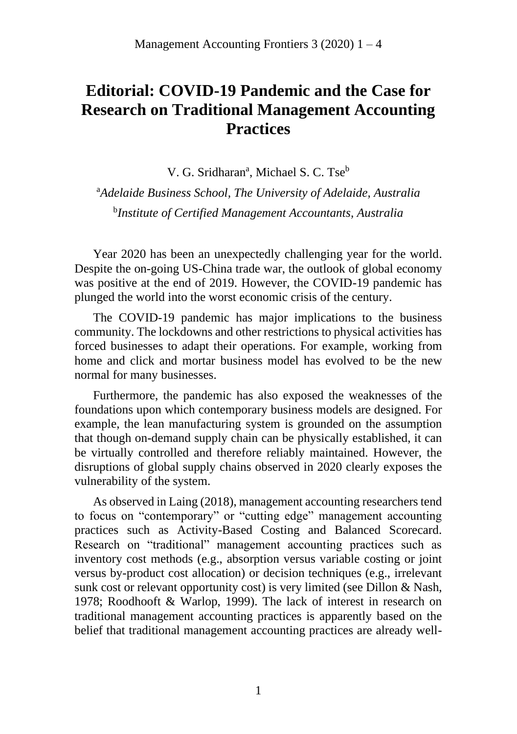# Editorial: COVID-19 Pandemic and the Case for Research on Traditional Management Accounting Practices

V. G. Sridharan[a], Michael S. C. Tse[b]

[a]*Adelaide Business School, The University of Adelaide, Australia*

[b]*Institute of Certified Management Accountants, Australia*

Year 2020 has been an unexpectedly challenging year for the world. Despite the on-going US-China trade war, the outlook of global economy was positive at the end of 2019. However, the COVID-19 pandemic has plunged the world into the worst economic crisis of the century.

The COVID-19 pandemic has major implications to the business community. The lockdowns and other restrictions to physical activities has forced businesses to adapt their operations. For example, working from home and click and mortar business model has evolved to be the new normal for many businesses.

Furthermore, the pandemic has also exposed the weaknesses of the foundations upon which contemporary business models are designed. For example, the lean manufacturing system is grounded on the assumption that though on-demand supply chain can be physically established, it can be virtually controlled and therefore reliably maintained. However, the disruptions of global supply chains observed in 2020 clearly exposes the vulnerability of the system.

As observed in Laing (2018), management accounting researchers tend to focus on "contemporary" or "cutting edge" management accounting practices such as Activity-Based Costing and Balanced Scorecard. Research on "traditional" management accounting practices such as inventory cost methods (e.g., absorption versus variable costing or joint versus by-product cost allocation) or decision techniques (e.g., irrelevant sunk cost or relevant opportunity cost) is very limited (see Dillon & Nash, 1978; Roodhooft & Warlop, 1999). The lack of interest in research on traditional management accounting practices is apparently based on the belief that traditional management accounting practices are already well-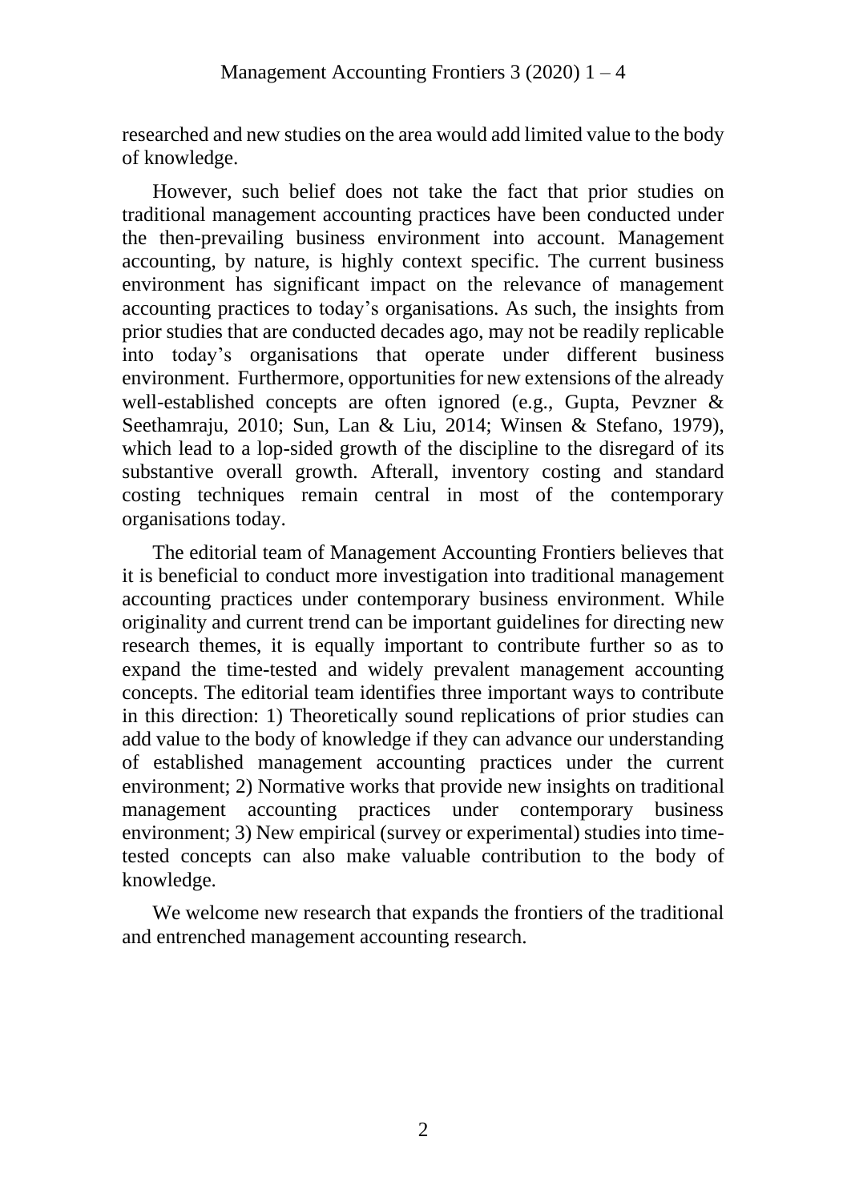researched and new studies on the area would add limited value to the body of knowledge.

However, such belief does not take the fact that prior studies on traditional management accounting practices have been conducted under the then-prevailing business environment into account. Management accounting, by nature, is highly context specific. The current business environment has significant impact on the relevance of management accounting practices to today's organisations. As such, the insights from prior studies that are conducted decades ago, may not be readily replicable into today's organisations that operate under different business environment. Furthermore, opportunities for new extensions of the already well-established concepts are often ignored (e.g., Gupta, Pevzner & Seethamraju, 2010; Sun, Lan & Liu, 2014; Winsen & Stefano, 1979), which lead to a lop-sided growth of the discipline to the disregard of its substantive overall growth. Afterall, inventory costing and standard costing techniques remain central in most of the contemporary organisations today.

The editorial team of Management Accounting Frontiers believes that it is beneficial to conduct more investigation into traditional management accounting practices under contemporary business environment. While originality and current trend can be important guidelines for directing new research themes, it is equally important to contribute further so as to expand the time-tested and widely prevalent management accounting concepts. The editorial team identifies three important ways to contribute in this direction: 1) Theoretically sound replications of prior studies can add value to the body of knowledge if they can advance our understanding of established management accounting practices under the current environment; 2) Normative works that provide new insights on traditional management accounting practices under contemporary business environment; 3) New empirical (survey or experimental) studies into time-tested concepts can also make valuable contribution to the body of knowledge.

We welcome new research that expands the frontiers of the traditional and entrenched management accounting research.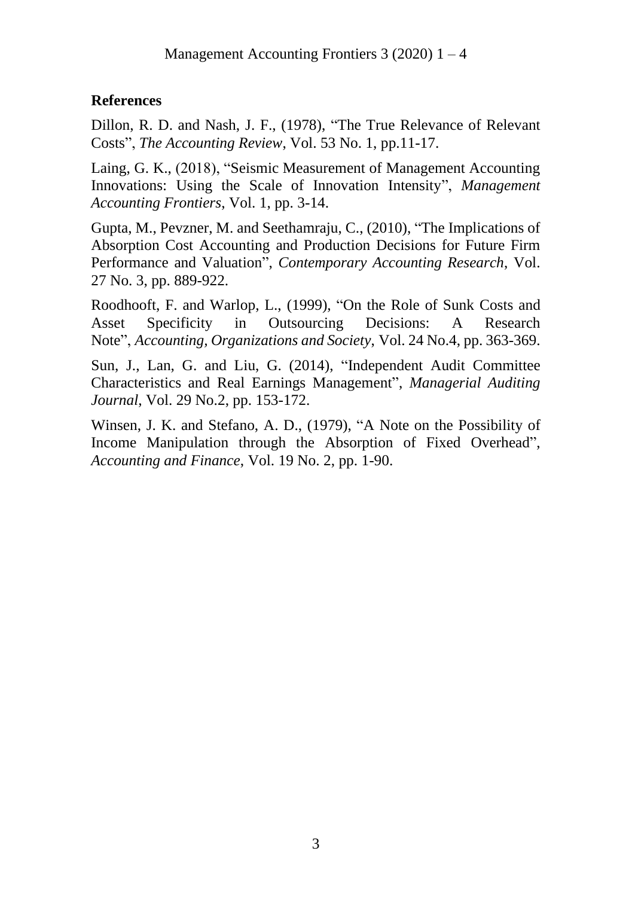## References

Dillon, R. D. and Nash, J. F., (1978), "The True Relevance of Relevant Costs", *The Accounting Review*, Vol. 53 No. 1, pp.11-17.

Laing, G. K., (2018), "Seismic Measurement of Management Accounting Innovations: Using the Scale of Innovation Intensity", *Management Accounting Frontiers*, Vol. 1, pp. 3-14.

Gupta, M., Pevzner, M. and Seethamraju, C., (2010), "The Implications of Absorption Cost Accounting and Production Decisions for Future Firm Performance and Valuation", *Contemporary Accounting Research*, Vol. 27 No. 3, pp. 889-922.

Roodhooft, F. and Warlop, L., (1999), "On the Role of Sunk Costs and Asset Specificity in Outsourcing Decisions: A Research Note", *Accounting, Organizations and Society*, Vol. 24 No.4, pp. 363-369.

Sun, J., Lan, G. and Liu, G. (2014), "Independent Audit Committee Characteristics and Real Earnings Management", *Managerial Auditing Journal*, Vol. 29 No.2, pp. 153-172.

Winsen, J. K. and Stefano, A. D., (1979), "A Note on the Possibility of Income Manipulation through the Absorption of Fixed Overhead", *Accounting and Finance*, Vol. 19 No. 2, pp. 1-90.